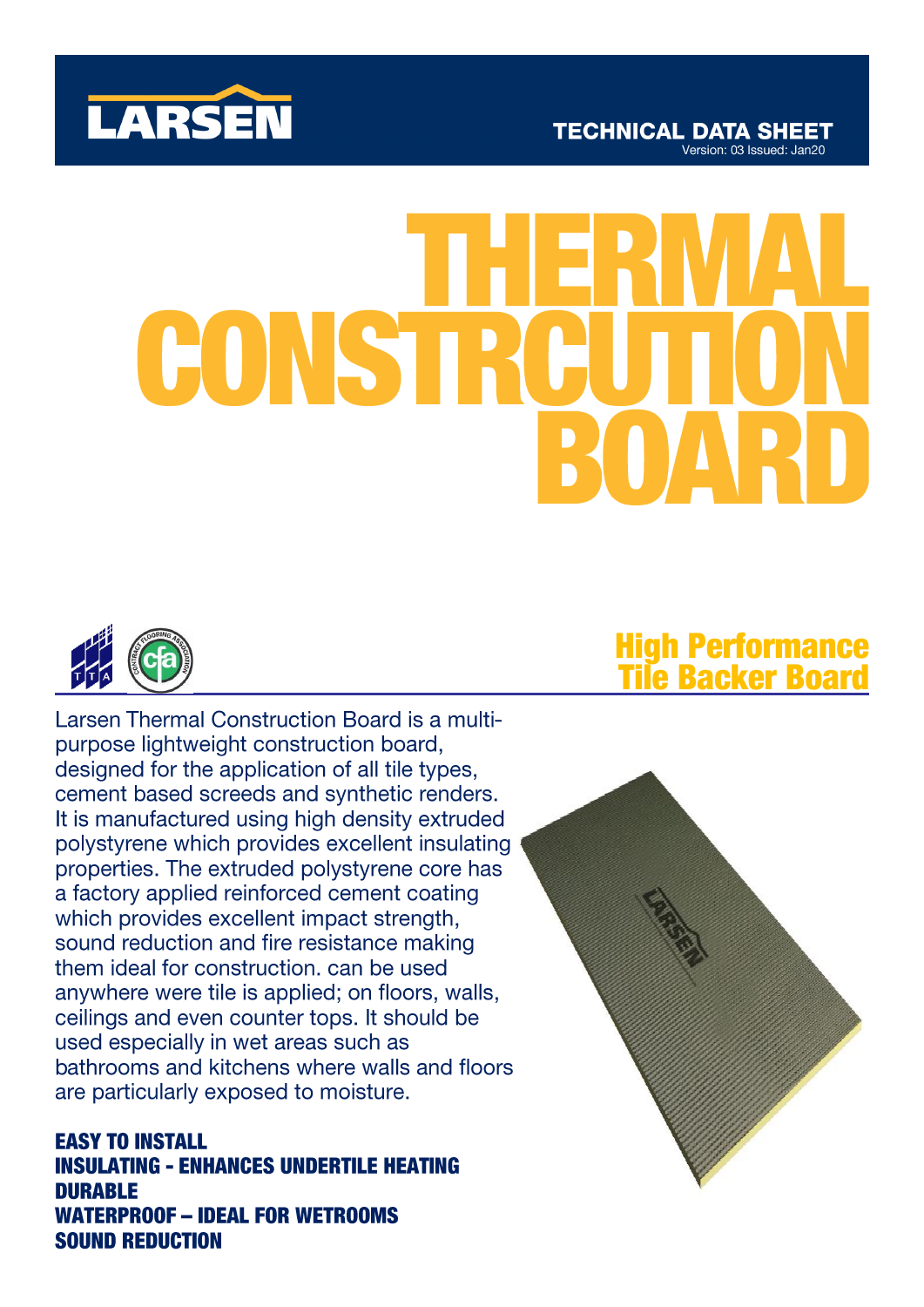LARSEN

TECHNICAL DATA SHEET
Version: 03 Issued: Jan20

# THERMAL CONSTRCUTION BOARD

## High Performance Tile Backer Board

Larsen Thermal Construction Board is a multi-purpose lightweight construction board, designed for the application of all tile types, cement based screeds and synthetic renders. It is manufactured using high density extruded polystyrene which provides excellent insulating properties. The extruded polystyrene core has a factory applied reinforced cement coating which provides excellent impact strength, sound reduction and fire resistance making them ideal for construction. can be used anywhere were tile is applied; on floors, walls, ceilings and even counter tops. It should be used especially in wet areas such as bathrooms and kitchens where walls and floors are particularly exposed to moisture.

**EASY TO INSTALL**
**INSULATING - ENHANCES UNDERTILE HEATING**
**DURABLE**
**WATERPROOF – IDEAL FOR WETROOMS**
**SOUND REDUCTION**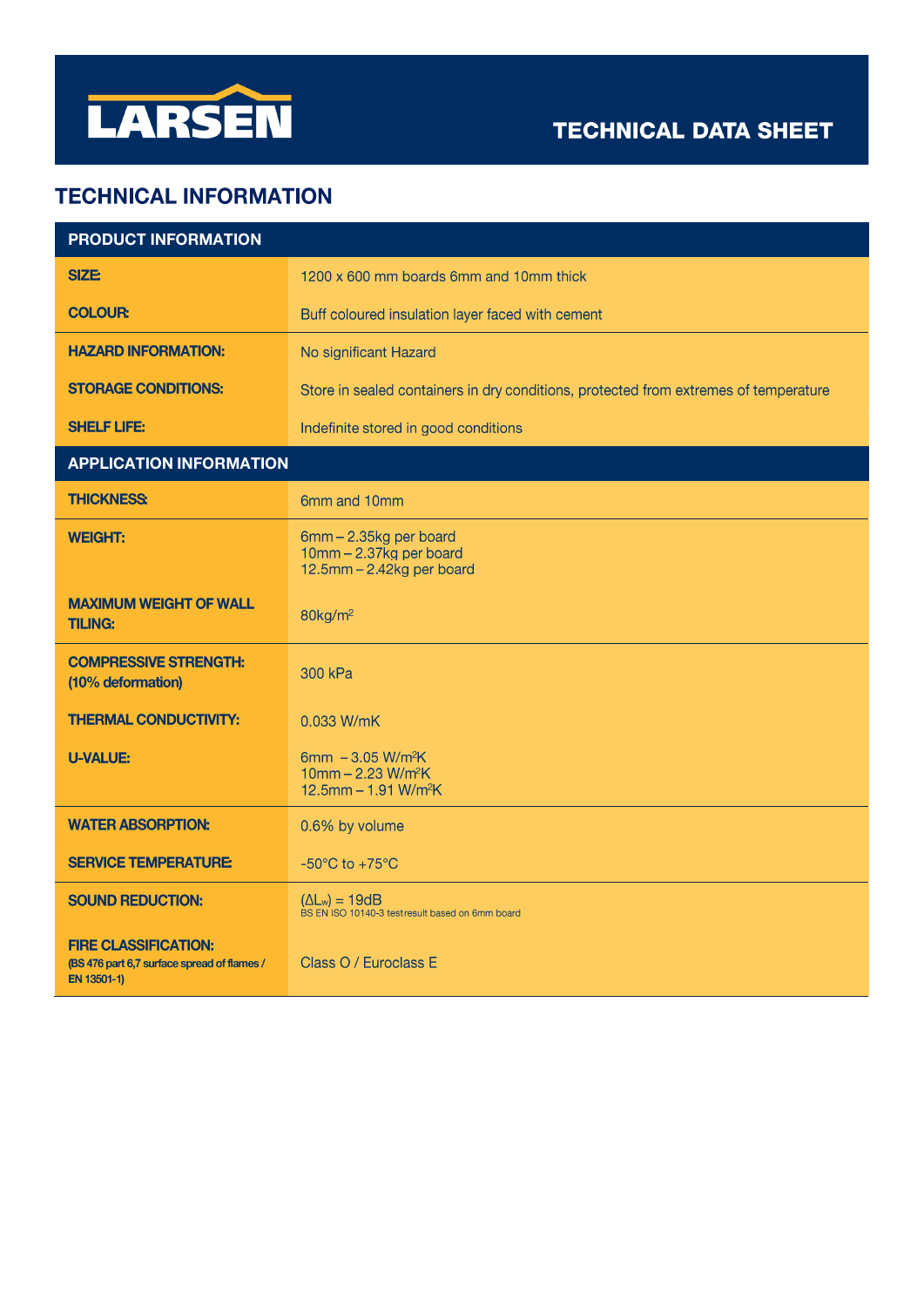# LARSEN

## TECHNICAL DATA SHEET

## TECHNICAL INFORMATION

| PRODUCT INFORMATION | |
|---|---|
| **SIZE:** | 1200 x 600 mm boards 6mm and 10mm thick |
| **COLOUR:** | Buff coloured insulation layer faced with cement |
| **HAZARD INFORMATION:** | No significant Hazard |
| **STORAGE CONDITIONS:** | Store in sealed containers in dry conditions, protected from extremes of temperature |
| **SHELF LIFE:** | Indefinite stored in good conditions |
| **APPLICATION INFORMATION** | |
| **THICKNESS:** | 6mm and 10mm |
| **WEIGHT:** | 6mm – 2.35kg per board<br>10mm – 2.37kg per board<br>12.5mm – 2.42kg per board |
| **MAXIMUM WEIGHT OF WALL TILING:** | 80kg/$m^2$ |
| **COMPRESSIVE STRENGTH: (10% deformation)** | 300 kPa |
| **THERMAL CONDUCTIVITY:** | 0.033 W/mK |
| **U-VALUE:** | 6mm – 3.05 W/$m^2$K<br>10mm – 2.23 W/$m^2$K<br>12.5mm – 1.91 W/$m^2$K |
| **WATER ABSORPTION:** | 0.6% by volume |
| **SERVICE TEMPERATURE:** | -50°C to +75°C |
| **SOUND REDUCTION:** | ($\Delta L_w$) = 19dB<br>BS EN ISO 10140-3 test result based on 6mm board |
| **FIRE CLASSIFICATION:** (BS 476 part 6,7 surface spread of flames / EN 13501-1) | Class O / Euroclass E |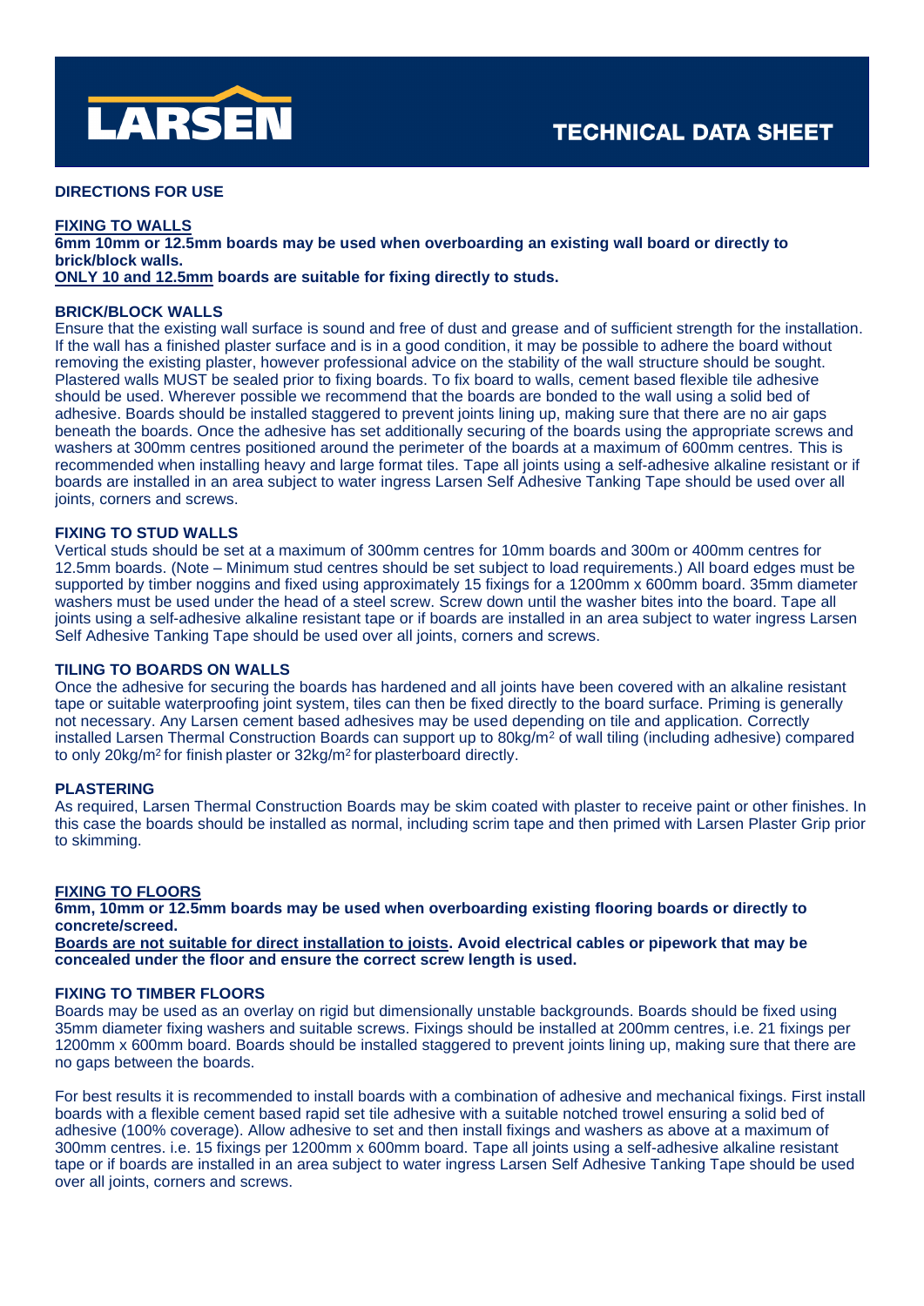LARSEN

TECHNICAL DATA SHEET

## DIRECTIONS FOR USE

### FIXING TO WALLS

**6mm 10mm or 12.5mm boards may be used when overboarding an existing wall board or directly to brick/block walls.**
**ONLY 10 and 12.5mm boards are suitable for fixing directly to studs.**

### BRICK/BLOCK WALLS

Ensure that the existing wall surface is sound and free of dust and grease and of sufficient strength for the installation. If the wall has a finished plaster surface and is in a good condition, it may be possible to adhere the board without removing the existing plaster, however professional advice on the stability of the wall structure should be sought. Plastered walls MUST be sealed prior to fixing boards. To fix board to walls, cement based flexible tile adhesive should be used. Wherever possible we recommend that the boards are bonded to the wall using a solid bed of adhesive. Boards should be installed staggered to prevent joints lining up, making sure that there are no air gaps beneath the boards. Once the adhesive has set additionally securing of the boards using the appropriate screws and washers at 300mm centres positioned around the perimeter of the boards at a maximum of 600mm centres. This is recommended when installing heavy and large format tiles. Tape all joints using a self-adhesive alkaline resistant or if boards are installed in an area subject to water ingress Larsen Self Adhesive Tanking Tape should be used over all joints, corners and screws.

### FIXING TO STUD WALLS

Vertical studs should be set at a maximum of 300mm centres for 10mm boards and 300m or 400mm centres for 12.5mm boards. (Note – Minimum stud centres should be set subject to load requirements.) All board edges must be supported by timber noggins and fixed using approximately 15 fixings for a 1200mm x 600mm board. 35mm diameter washers must be used under the head of a steel screw. Screw down until the washer bites into the board. Tape all joints using a self-adhesive alkaline resistant tape or if boards are installed in an area subject to water ingress Larsen Self Adhesive Tanking Tape should be used over all joints, corners and screws.

### TILING TO BOARDS ON WALLS

Once the adhesive for securing the boards has hardened and all joints have been covered with an alkaline resistant tape or suitable waterproofing joint system, tiles can then be fixed directly to the board surface. Priming is generally not necessary. Any Larsen cement based adhesives may be used depending on tile and application. Correctly installed Larsen Thermal Construction Boards can support up to 80kg/m$^2$ of wall tiling (including adhesive) compared to only 20kg/m$^2$ for finish plaster or 32kg/m$^2$ for plasterboard directly.

### PLASTERING

As required, Larsen Thermal Construction Boards may be skim coated with plaster to receive paint or other finishes. In this case the boards should be installed as normal, including scrim tape and then primed with Larsen Plaster Grip prior to skimming.

### FIXING TO FLOORS

**6mm, 10mm or 12.5mm boards may be used when overboarding existing flooring boards or directly to concrete/screed.**
**Boards are not suitable for direct installation to joists. Avoid electrical cables or pipework that may be concealed under the floor and ensure the correct screw length is used.**

### FIXING TO TIMBER FLOORS

Boards may be used as an overlay on rigid but dimensionally unstable backgrounds. Boards should be fixed using 35mm diameter fixing washers and suitable screws. Fixings should be installed at 200mm centres, i.e. 21 fixings per 1200mm x 600mm board. Boards should be installed staggered to prevent joints lining up, making sure that there are no gaps between the boards.

For best results it is recommended to install boards with a combination of adhesive and mechanical fixings. First install boards with a flexible cement based rapid set tile adhesive with a suitable notched trowel ensuring a solid bed of adhesive (100% coverage). Allow adhesive to set and then install fixings and washers as above at a maximum of 300mm centres. i.e. 15 fixings per 1200mm x 600mm board. Tape all joints using a self-adhesive alkaline resistant tape or if boards are installed in an area subject to water ingress Larsen Self Adhesive Tanking Tape should be used over all joints, corners and screws.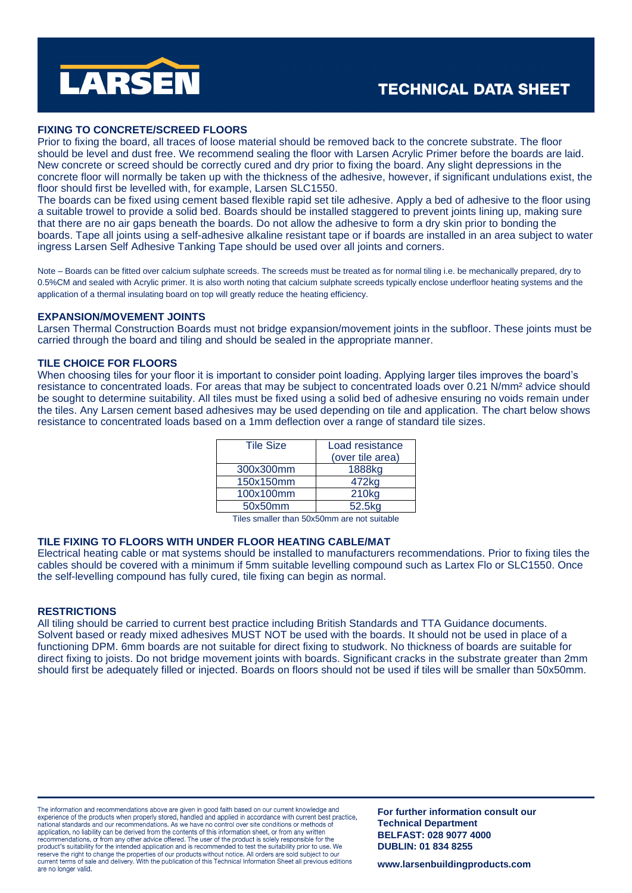## FIXING TO CONCRETE/SCREED FLOORS

Prior to fixing the board, all traces of loose material should be removed back to the concrete substrate. The floor should be level and dust free. We recommend sealing the floor with Larsen Acrylic Primer before the boards are laid. New concrete or screed should be correctly cured and dry prior to fixing the board. Any slight depressions in the concrete floor will normally be taken up with the thickness of the adhesive, however, if significant undulations exist, the floor should first be levelled with, for example, Larsen SLC1550.

The boards can be fixed using cement based flexible rapid set tile adhesive. Apply a bed of adhesive to the floor using a suitable trowel to provide a solid bed. Boards should be installed staggered to prevent joints lining up, making sure that there are no air gaps beneath the boards. Do not allow the adhesive to form a dry skin prior to bonding the boards. Tape all joints using a self-adhesive alkaline resistant tape or if boards are installed in an area subject to water ingress Larsen Self Adhesive Tanking Tape should be used over all joints and corners.

Note – Boards can be fitted over calcium sulphate screeds. The screeds must be treated as for normal tiling i.e. be mechanically prepared, dry to 0.5%CM and sealed with Acrylic primer. It is also worth noting that calcium sulphate screeds typically enclose underfloor heating systems and the application of a thermal insulating board on top will greatly reduce the heating efficiency.

## EXPANSION/MOVEMENT JOINTS

Larsen Thermal Construction Boards must not bridge expansion/movement joints in the subfloor. These joints must be carried through the board and tiling and should be sealed in the appropriate manner.

## TILE CHOICE FOR FLOORS

When choosing tiles for your floor it is important to consider point loading. Applying larger tiles improves the board's resistance to concentrated loads. For areas that may be subject to concentrated loads over 0.21 N/mm² advice should be sought to determine suitability. All tiles must be fixed using a solid bed of adhesive ensuring no voids remain under the tiles. Any Larsen cement based adhesives may be used depending on tile and application. The chart below shows resistance to concentrated loads based on a 1mm deflection over a range of standard tile sizes.

| Tile Size | Load resistance (over tile area) |
|---|---|
| 300x300mm | 1888kg |
| 150x150mm | 472kg |
| 100x100mm | 210kg |
| 50x50mm | 52.5kg |

Tiles smaller than 50x50mm are not suitable

## TILE FIXING TO FLOORS WITH UNDER FLOOR HEATING CABLE/MAT

Electrical heating cable or mat systems should be installed to manufacturers recommendations. Prior to fixing tiles the cables should be covered with a minimum if 5mm suitable levelling compound such as Lartex Flo or SLC1550. Once the self-levelling compound has fully cured, tile fixing can begin as normal.

## RESTRICTIONS

All tiling should be carried to current best practice including British Standards and TTA Guidance documents. Solvent based or ready mixed adhesives MUST NOT be used with the boards. It should not be used in place of a functioning DPM. 6mm boards are not suitable for direct fixing to studwork. No thickness of boards are suitable for direct fixing to joists. Do not bridge movement joints with boards. Significant cracks in the substrate greater than 2mm should first be adequately filled or injected. Boards on floors should not be used if tiles will be smaller than 50x50mm.

The information and recommendations above are given in good faith based on our current knowledge and experience of the products when properly stored, handled and applied in accordance with current best practice, national standards and our recommendations. As we have no control over site conditions or methods of application, no liability can be derived from the contents of this information sheet, or from any written recommendations, or from any other advice offered. The user of the product is solely responsible for the product's suitability for the intended application and is recommended to test the suitability prior to use. We reserve the right to change the properties of our products without notice. All orders are sold subject to our current terms of sale and delivery. With the publication of this Technical Information Sheet all previous editions are no longer valid.

**For further information consult our Technical Department**
**BELFAST: 028 9077 4000**
**DUBLIN: 01 834 8255**

**www.larsenbuildingproducts.com**